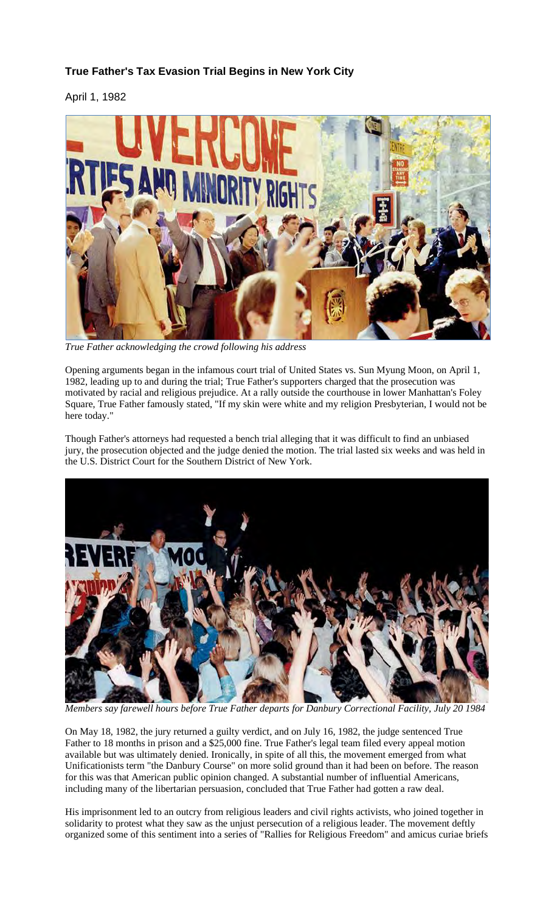### True Father's Tax Evasion Trial Begins in New York City

April 1, 1982

*True Father acknowledging the crowd following his address*

Opening arguments began in the infamous court trial of United States vs. Sun Myung Moon, on April 1, 1982, leading up to and during the trial; True Father's supporters charged that the prosecution was motivated by racial and religious prejudice. At a rally outside the courthouse in lower Manhattan's Foley Square, True Father famously stated, "If my skin were white and my religion Presbyterian, I would not be here today."

Though Father's attorneys had requested a bench trial alleging that it was difficult to find an unbiased jury, the prosecution objected and the judge denied the motion. The trial lasted six weeks and was held in the U.S. District Court for the Southern District of New York.

*Members say farewell hours before True Father departs for Danbury Correctional Facility, July 20 1984*

On May 18, 1982, the jury returned a guilty verdict, and on July 16, 1982, the judge sentenced True Father to 18 months in prison and a $25,000 fine. True Father's legal team filed every appeal motion available but was ultimately denied. Ironically, in spite of all this, the movement emerged from what Unificationists term "the Danbury Course" on more solid ground than it had been on before. The reason for this was that American public opinion changed. A substantial number of influential Americans, including many of the libertarian persuasion, concluded that True Father had gotten a raw deal.

His imprisonment led to an outcry from religious leaders and civil rights activists, who joined together in solidarity to protest what they saw as the unjust persecution of a religious leader. The movement deftly organized some of this sentiment into a series of "Rallies for Religious Freedom" and amicus curiae briefs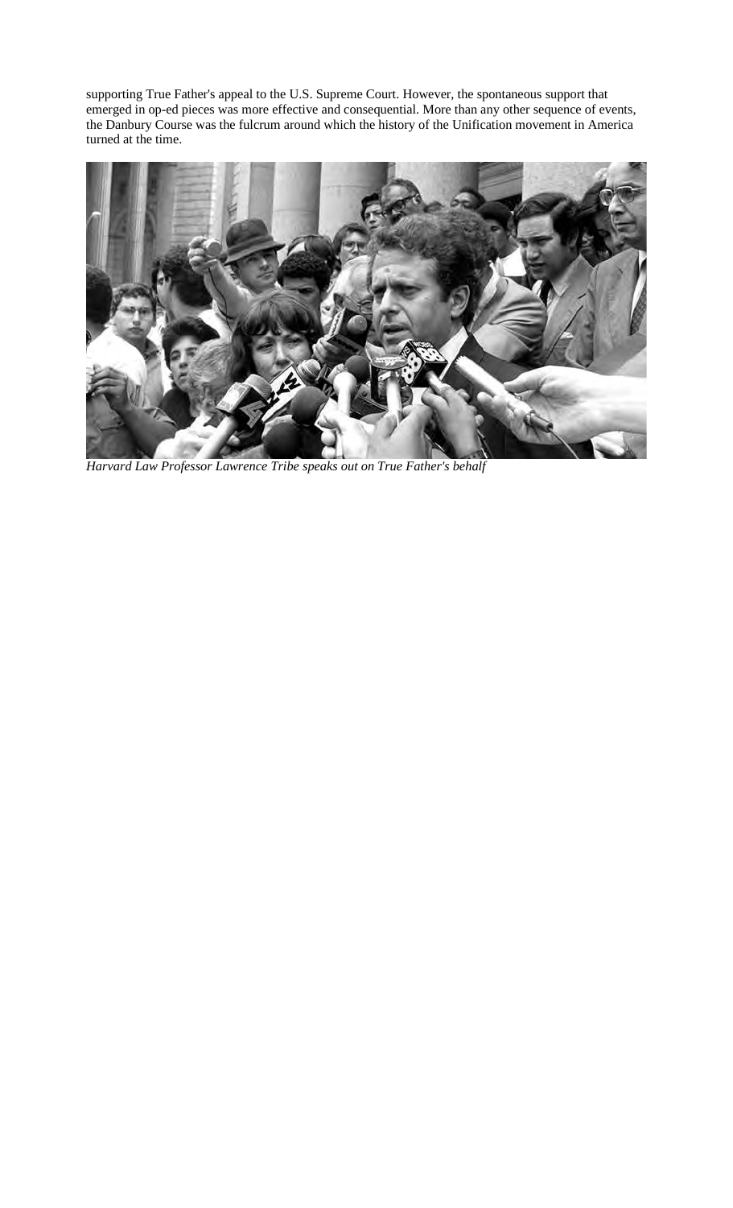supporting True Father's appeal to the U.S. Supreme Court. However, the spontaneous support that emerged in op-ed pieces was more effective and consequential. More than any other sequence of events, the Danbury Course was the fulcrum around which the history of the Unification movement in America turned at the time.

*Harvard Law Professor Lawrence Tribe speaks out on True Father's behalf*